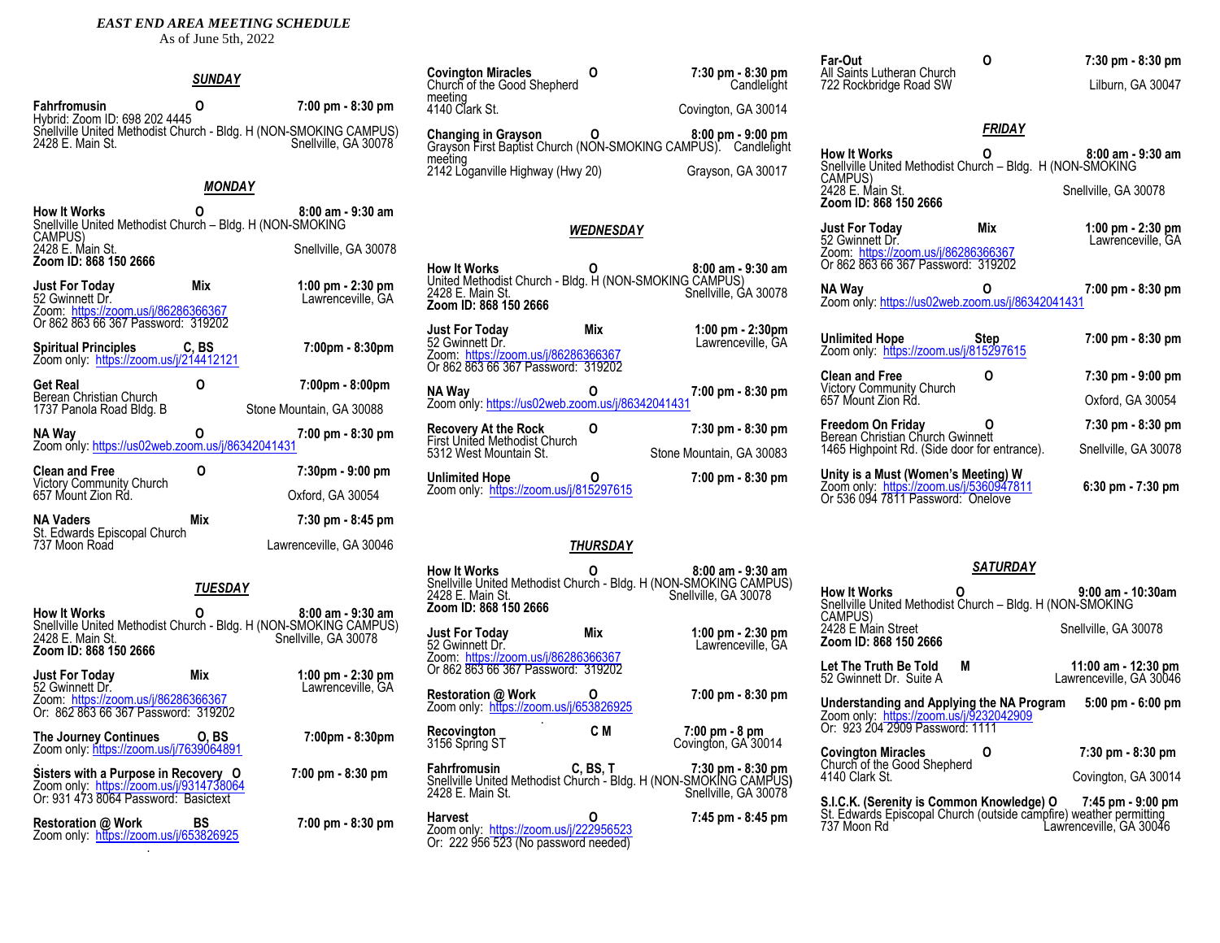*EAST END AREA MEETING SCHEDULE*
As of June 5th, 2022

## *SUNDAY*

**Fahrfromusin** O 7:00 pm - 8:30 pm
Hybrid: Zoom ID: 698 202 4445
Snellville United Methodist Church - Bldg. H (NON-SMOKING CAMPUS)
2428 E. Main St. Snellville, GA 30078

## *MONDAY*

**How It Works** O 8:00 am - 9:30 am
Snellville United Methodist Church – Bldg. H (NON-SMOKING CAMPUS)
2428 E. Main St. Snellville, GA 30078
**Zoom ID: 868 150 2666**

**Just For Today** Mix 1:00 pm - 2:30 pm
52 Gwinnett Dr. Lawrenceville, GA
Zoom: https://zoom.us/j/86286366367
Or 862 863 66 367 Password: 319202

**Spiritual Principles** C, BS 7:00pm - 8:30pm
Zoom only: https://zoom.us/j/214412121

**Get Real** O 7:00pm - 8:00pm
Berean Christian Church
1737 Panola Road Bldg. B Stone Mountain, GA 30088

**NA Way** O 7:00 pm - 8:30 pm
Zoom only: https://us02web.zoom.us/j/86342041431

**Clean and Free** O 7:30pm - 9:00 pm
Victory Community Church
657 Mount Zion Rd. Oxford, GA 30054

**NA Vaders** Mix 7:30 pm - 8:45 pm
St. Edwards Episcopal Church
737 Moon Road Lawrenceville, GA 30046

## *TUESDAY*

**How It Works** O 8:00 am - 9:30 am
Snellville United Methodist Church - Bldg. H (NON-SMOKING CAMPUS)
2428 E. Main St. Snellville, GA 30078
**Zoom ID: 868 150 2666**

**Just For Today** Mix 1:00 pm - 2:30 pm
52 Gwinnett Dr. Lawrenceville, GA
Zoom: https://zoom.us/j/86286366367
Or: 862 863 66 367 Password: 319202

**The Journey Continues** O, BS 7:00pm - 8:30pm
Zoom only: https://zoom.us/j/7639064891

**Sisters with a Purpose in Recovery** O 7:00 pm - 8:30 pm
Zoom only: https://zoom.us/j/9314738064
Or: 931 473 8064 Password: Basictext

**Restoration @ Work** BS 7:00 pm - 8:30 pm
Zoom only: https://zoom.us/j/653826925

**Covington Miracles** O 7:30 pm - 8:30 pm
Church of the Good Shepherd Candlelight meeting
4140 Clark St. Covington, GA 30014

**Changing in Grayson** O 8:00 pm - 9:00 pm
Grayson First Baptist Church (NON-SMOKING CAMPUS). Candlelight meeting
2142 Loganville Highway (Hwy 20) Grayson, GA 30017

## *WEDNESDAY*

**How It Works** O 8:00 am - 9:30 am
United Methodist Church - Bldg. H (NON-SMOKING CAMPUS)
2428 E. Main St. Snellville, GA 30078
**Zoom ID: 868 150 2666**

**Just For Today** Mix 1:00 pm - 2:30pm
52 Gwinnett Dr. Lawrenceville, GA
Zoom: https://zoom.us/j/86286366367
Or 862 863 66 367 Password: 319202

**NA Way** O 7:00 pm - 8:30 pm
Zoom only: https://us02web.zoom.us/j/86342041431

**Recovery At the Rock** O 7:30 pm - 8:30 pm
First United Methodist Church
5312 West Mountain St. Stone Mountain, GA 30083

**Unlimited Hope** O 7:00 pm - 8:30 pm
Zoom only: https://zoom.us/j/815297615

## *THURSDAY*

**How It Works** O 8:00 am - 9:30 am
Snellville United Methodist Church - Bldg. H (NON-SMOKING CAMPUS)
2428 E. Main St. Snellville, GA 30078
**Zoom ID: 868 150 2666**

**Just For Today** Mix 1:00 pm - 2:30 pm
52 Gwinnett Dr. Lawrenceville, GA
Zoom: https://zoom.us/j/86286366367
Or 862 863 66 367 Password: 319202

**Restoration @ Work** O 7:00 pm - 8:30 pm
Zoom only: https://zoom.us/j/653826925

**Recovington** C M 7:00 pm - 8 pm
3156 Spring ST Covington, GA 30014

**Fahrfromusin** C, BS, T 7:30 pm - 8:30 pm
Snellville United Methodist Church - Bldg. H (NON-SMOKING CAMPUS)
2428 E. Main St. Snellville, GA 30078

**Harvest** O 7:45 pm - 8:45 pm
Zoom only: https://zoom.us/j/222956523
Or: 222 956 523 (No password needed)

**Far-Out** O 7:30 pm - 8:30 pm
All Saints Lutheran Church
722 Rockbridge Road SW Lilburn, GA 30047

## *FRIDAY*

**How It Works** O 8:00 am - 9:30 am
Snellville United Methodist Church – Bldg. H (NON-SMOKING CAMPUS)
2428 E. Main St. Snellville, GA 30078
**Zoom ID: 868 150 2666**

**Just For Today** Mix 1:00 pm - 2:30 pm
52 Gwinnett Dr. Lawrenceville, GA
Zoom: https://zoom.us/j/86286366367
Or 862 863 66 367 Password: 319202

**NA Way** O 7:00 pm - 8:30 pm
Zoom only: https://us02web.zoom.us/j/86342041431

**Unlimited Hope** Step 7:00 pm - 8:30 pm
Zoom only: https://zoom.us/j/815297615

**Clean and Free** O 7:30 pm - 9:00 pm
Victory Community Church
657 Mount Zion Rd. Oxford, GA 30054

**Freedom On Friday** O 7:30 pm - 8:30 pm
Berean Christian Church Gwinnett
1465 Highpoint Rd. (Side door for entrance). Snellville, GA 30078

**Unity is a Must (Women's Meeting) W** 6:30 pm - 7:30 pm
Zoom only: https://zoom.us/j/5360947811
Or 536 094 7811 Password: Onelove

## *SATURDAY*

**How It Works** O 9:00 am - 10:30am
Snellville United Methodist Church – Bldg. H (NON-SMOKING CAMPUS)
2428 E Main Street Snellville, GA 30078
**Zoom ID: 868 150 2666**

**Let The Truth Be Told** M 11:00 am - 12:30 pm
52 Gwinnett Dr. Suite A Lawrenceville, GA 30046

**Understanding and Applying the NA Program** 5:00 pm - 6:00 pm
Zoom only: https://zoom.us/j/9232042909
Or: 923 204 2909 Password: 1111

**Covington Miracles** O 7:30 pm - 8:30 pm
Church of the Good Shepherd
4140 Clark St. Covington, GA 30014

**S.I.C.K. (Serenity is Common Knowledge) O** 7:45 pm - 9:00 pm
St. Edwards Episcopal Church (outside campfire) weather permitting
737 Moon Rd Lawrenceville, GA 30046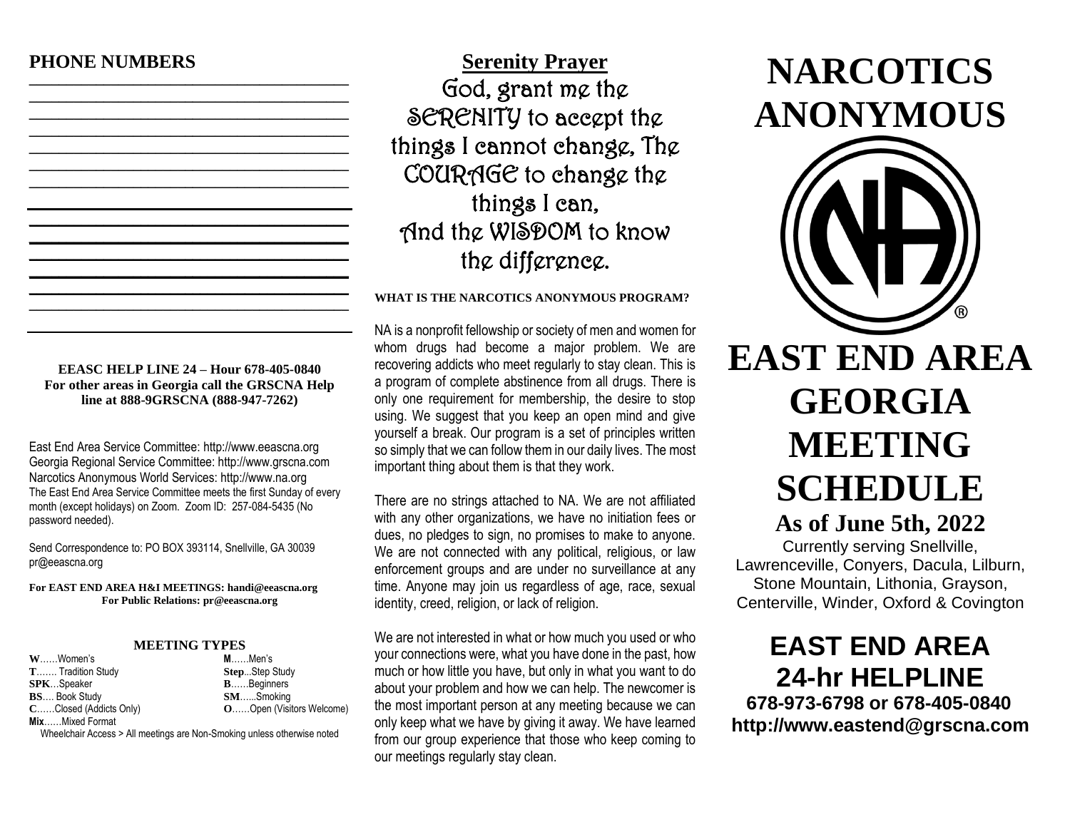## PHONE NUMBERS

**EEASC HELP LINE 24 – Hour 678-405-0840**
**For other areas in Georgia call the GRSCNA Help line at 888-9GRSCNA (888-947-7262)**

East End Area Service Committee: http://www.eeascna.org
Georgia Regional Service Committee: http://www.grscna.com
Narcotics Anonymous World Services: http://www.na.org
The East End Area Service Committee meets the first Sunday of every month (except holidays) on Zoom. Zoom ID: 257-084-5435 (No password needed).

Send Correspondence to: PO BOX 393114, Snellville, GA 30039
pr@eeascna.org

**For EAST END AREA H&I MEETINGS: handi@eeascna.org**
**For Public Relations: pr@eeascna.org**

### MEETING TYPES

| | |
|---|---|
| **W**……Women's | **M**……Men's |
| **T**……. Tradition Study | **Step**...Step Study |
| **SPK**…Speaker | **B**……Beginners |
| **BS**…. Book Study | **SM**…...Smoking |
| **C**……Closed (Addicts Only) | **O**……Open (Visitors Welcome) |
| **Mix**……Mixed Format | |

Wheelchair Access > All meetings are Non-Smoking unless otherwise noted

## Serenity Prayer

God, grant me the SERENITY to accept the things I cannot change, The COURAGE to change the things I can, And the WISDOM to know the difference.

**WHAT IS THE NARCOTICS ANONYMOUS PROGRAM?**

NA is a nonprofit fellowship or society of men and women for whom drugs had become a major problem. We are recovering addicts who meet regularly to stay clean. This is a program of complete abstinence from all drugs. There is only one requirement for membership, the desire to stop using. We suggest that you keep an open mind and give yourself a break. Our program is a set of principles written so simply that we can follow them in our daily lives. The most important thing about them is that they work.

There are no strings attached to NA. We are not affiliated with any other organizations, we have no initiation fees or dues, no pledges to sign, no promises to make to anyone. We are not connected with any political, religious, or law enforcement groups and are under no surveillance at any time. Anyone may join us regardless of age, race, sexual identity, creed, religion, or lack of religion.

We are not interested in what or how much you used or who your connections were, what you have done in the past, how much or how little you have, but only in what you want to do about your problem and how we can help. The newcomer is the most important person at any meeting because we can only keep what we have by giving it away. We have learned from our group experience that those who keep coming to our meetings regularly stay clean.

# NARCOTICS ANONYMOUS

# EAST END AREA GEORGIA MEETING SCHEDULE

### As of June 5th, 2022

Currently serving Snellville, Lawrenceville, Conyers, Dacula, Lilburn, Stone Mountain, Lithonia, Grayson, Centerville, Winder, Oxford & Covington

## EAST END AREA 24-hr HELPLINE

**678-973-6798 or 678-405-0840**
**http://www.eastend@grscna.com**